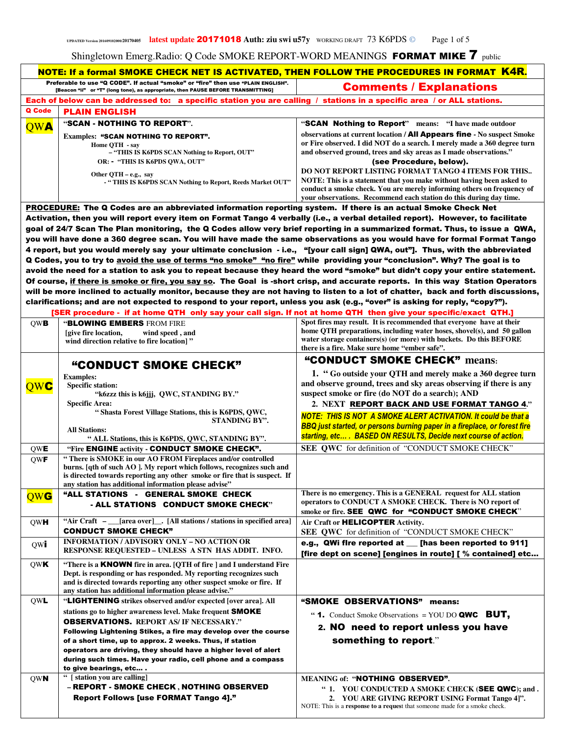UPDATED Version 201609102000/20170405 latest update 20171018 Auth: ziu swi u57y WORKING DRAFT 73 K6PDS ©

Shingletown Emerg.Radio: Q Code SMOKE REPORT-WORD MEANINGS **FORMAT MIKE 7** public

**NOTE: If a formal SMOKE CHECK NET IS ACTIVATED, THEN FOLLOW THE PROCEDURES IN FORMAT K4R.**

| Preferable to use "Q CODE". If actual "smoke" or "fire" then use "PLAIN ENGLISH". [Beacon "ii" or "T" (long tone), as appropriate, then PAUSE BEFORE TRANSMITTING] | | **Comments / Explanations** |
|---|---|---|
| **Each of below can be addressed to: a specific station you are calling / stations in a specific area / or ALL stations.** | | |
| **Q Code** | **PLAIN ENGLISH** | |
| **QWA** | "**SCAN - NOTHING TO REPORT**".<br>Examples: **"SCAN NOTHING TO REPORT".**<br>Home QTH - say – "THIS IS K6PDS SCAN Nothing to Report, OUT"<br>OR: - "THIS IS K6PDS QWA, OUT"<br>Other QTH – e.g., say - " THIS IS K6PDS SCAN Nothing to Report, Reeds Market OUT" | "**SCAN Nothing to Report**" means: "I have made outdoor observations at current location / **All Appears fine** - No suspect Smoke or Fire observed. I did NOT do a search. I merely made a 360 degree turn and observed ground, trees and sky areas as I made observations."<br>**(see Procedure, below).**<br>DO NOT REPORT LISTING FORMAT TANGO 4 ITEMS FOR THIS..<br>NOTE: This is a statement that you make without having been asked to conduct a smoke check. You are merely informing others on frequency of your observations. Recommend each station do this during day time. |

**PROCEDURE:** The Q Codes are an abbreviated information reporting system. If there is an actual Smoke Check Net Activation, then you will report every item on Format Tango 4 verbally (i.e., a verbal detailed report). However, to facilitate goal of 24/7 Scan The Plan monitoring, the Q Codes allow very brief reporting in a summarized format. Thus, to issue a QWA, you will have done a 360 degree scan. You will have made the same observations as you would have for formal Format Tango 4 report, but you would merely say your ultimate conclusion - i.e., "[your call sign] QWA, out"]. Thus, with the abbreviated Q Codes, you to try to avoid the use of terms "no smoke" "no fire" while providing your "conclusion". Why? The goal is to avoid the need for a station to ask you to repeat because they heard the word "smoke" but didn't copy your entire statement. Of course, if there is smoke or fire, you say so. The Goal is -short crisp, and accurate reports. In this way Station Operators will be more inclined to actually monitor, because they are not having to listen to a lot of chatter, back and forth discussions, clarifications; and are not expected to respond to your report, unless you ask (e.g., "over" is asking for reply, "copy?").

[SER procedure - if at home QTH only say your call sign. If not at home QTH then give your specific/exact QTH.]

| Q Code | PLAIN ENGLISH | Comments / Explanations |
|---|---|---|
| QWB | "**BLOWING EMBERS** FROM FIRE [give fire location, wind speed , and wind direction relative to fire location] " | Spot fires may result. It is recommended that everyone have at their home QTH preparations, including water hoses, shovel(s), and 50 gallon water storage containers(s) (or more) with buckets. Do this BEFORE there is a fire. Make sure home "ember safe". |
| **QWC** | **"CONDUCT SMOKE CHECK"**<br>Examples:<br>Specific station: "k6zzz this is k6jjj, QWC, STANDING BY."<br>Specific Area: " Shasta Forest Village Stations, this is K6PDS, QWC, STANDING BY".<br>All Stations: " ALL Stations, this is K6PDS, QWC, STANDING BY". | **"CONDUCT SMOKE CHECK" means:**<br>1. " Go outside your QTH and merely make a 360 degree turn and observe ground, trees and sky areas observing if there is any suspect smoke or fire (do NOT do a search); AND<br>2. NEXT **REPORT BACK AND USE FORMAT TANGO 4**."<br>*NOTE: THIS IS NOT A SMOKE ALERT ACTIVATION. It could be that a BBQ just started, or persons burning paper in a fireplace, or forest fire starting, etc… . BASED ON RESULTS, Decide next course of action.* |
| QWE | "Fire **ENGINE** activity - **CONDUCT SMOKE CHECK**". | SEE QWC for definition of "CONDUCT SMOKE CHECK" |
| QWF | " There is SMOKE in our AO FROM Fireplaces and/or controlled burns. [qth of such AO ]. My report which follows, recognizes such and is directed towards reporting any other smoke or fire that is suspect. If any station has additional information please advise" | |
| **QWG** | **"ALL STATIONS - GENERAL SMOKE CHECK - ALL STATIONS CONDUCT SMOKE CHECK"** | There is no emergency. This is a GENERAL request for ALL station operators to CONDUCT A SMOKE CHECK. There is NO report of smoke or fire. **SEE QWC for "CONDUCT SMOKE CHECK"** |
| QWH | "Air Craft – \_\_\_[area over]\_\_. [All stations / stations in specified area] **CONDUCT SMOKE CHECK"** | Air Craft or **HELICOPTER** Activity.<br>SEE QWC for definition of "CONDUCT SMOKE CHECK" |
| QWi | INFORMATION / ADVISORY ONLY – NO ACTION OR RESPONSE REQUESTED – UNLESS A STN HAS ADDIT. INFO. | **e.g., QWi fIre reported at \_\_\_ [has been reported to 911] [fire dept on scene] [engines in route] [ % contained] etc…** |
| QWK | "There is a **KNOWN** fire in area. [QTH of fire ] and I understand Fire Dept. is responding or has responded. My reporting recognizes such and is directed towards reporting any other suspect smoke or fire. If any station has additional information please advise." | |
| QWL | "**LIGHTENING** strikes observed and/or expected [over area]. All stations go to higher awareness level. Make frequent **SMOKE OBSERVATIONS.** REPORT AS/ IF NECESSARY."<br>**Following Lightening Stikes, a fire may develop over the course of a short time, up to approx. 2 weeks. Thus, if station operators are driving, they should have a higher level of alert during such times. Have your radio, cell phone and a compass to give bearings, etc… .** | **"SMOKE OBSERVATIONS" means:**<br>" **1.** Conduct Smoke Observations = YOU DO **QWC BUT,**<br>**2. NO need to report unless you have something to report.**" |
| QWN | " [ station you are calling]<br>– **REPORT - SMOKE CHECK , NOTHING OBSERVED Report Follows [use FORMAT Tango 4]."** | MEANING of: "**NOTHING OBSERVED**".<br>" 1. YOU CONDUCTED A SMOKE CHECK (**SEE QWC**); and .<br>2. YOU ARE GIVING REPORT USING Format Tango 4]".<br>NOTE: This is a **response to a reques**t that someone made for a smoke check. |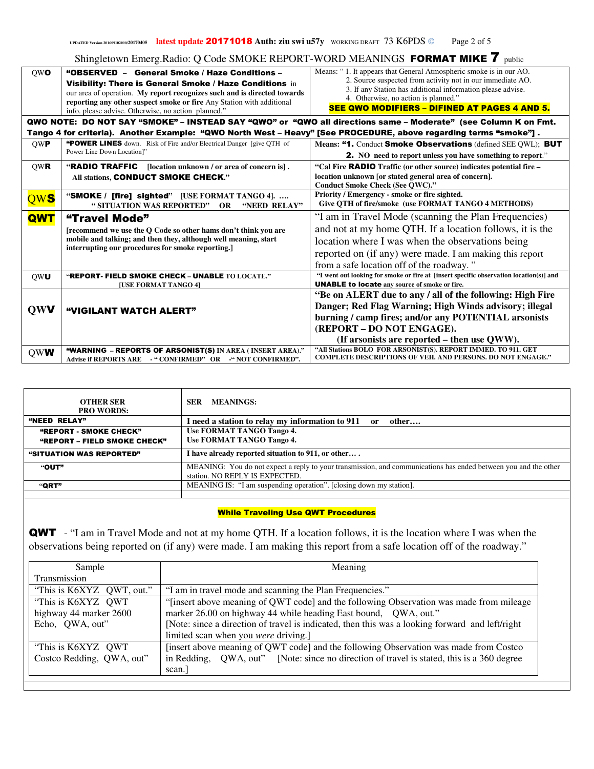UPDATED Version 20160910200/20170405 **latest update 20171018** Auth: ziu swi u57y WORKING DRAFT 73 K6PDS ©

Shingletown Emerg.Radio: Q Code SMOKE REPORT-WORD MEANINGS **FORMAT MIKE 7** public

| | | |
|---|---|---|
| QW**O** | **"OBSERVED – General Smoke / Haze Conditions – Visibility: There is General Smoke / Haze Conditions** in our area of operation. **My report recognizes such and is directed towards reporting any other suspect smoke or fire** Any Station with additional info. please advise. Otherwise, no action planned." | Means: " 1. It appears that General Atmospheric smoke is in our AO. 2. Source suspected from activity not in our immediate AO. 3. If any Station has additional information please advise. 4. Otherwise, no action is planned." **SEE QWO MODIFIERS – DIFINED AT PAGES 4 AND 5.** |
| **QWO NOTE: DO NOT SAY "SMOKE" – INSTEAD SAY "QWO" or "QWO all directions same – Moderate" (see Column K on Fmt. Tango 4 for criteria). Another Example: "QWO North West – Heavy" [See PROCEDURE, above regarding terms "smoke"] .** | | |
| QW**P** | **"POWER LINES** down. Risk of Fire and/or Electrical Danger [give QTH of Power Line Down Location]" | Means: **"1.** Conduct **Smoke Observations** (defined SEE QWL); **BUT 2.** NO need to report unless you have something to report." |
| QW**R** | "**RADIO TRAFFIC** [location unknown / or area of concern is] . All stations, **CONDUCT SMOKE CHECK.**" | **"Cal Fire RADIO Traffic (or other source) indicates potential fire – location unknown [or stated general area of concern]. Conduct Smoke Check (See QWC)."** |
| QW**S** | "**SMOKE / [fire] sighted**" [USE FORMAT TANGO 4]. …. " SITUATION WAS REPORTED" OR "NEED RELAY" | **Priority / Emergency - smoke or fire sighted. Give QTH of fire/smoke (use FORMAT TANGO 4 METHODS)** |
| **QWT** | **"Travel Mode"** **[recommend we use the Q Code so other hams don't think you are mobile and talking; and then they, although well meaning, start interrupting our procedures for smoke reporting.]** | "I am in Travel Mode (scanning the Plan Frequencies) and not at my home QTH. If a location follows, it is the location where I was when the observations being reported on (if any) were made. I am making this report from a safe location off of the roadway. " |
| QW**U** | "**REPORT- FIELD SMOKE CHECK – UNABLE** TO LOCATE." **[USE FORMAT TANGO 4]** | **"I went out looking for smoke or fire at [insert specific observation location(s)] and UNABLE to locate any source of smoke or fire.** |
| **QWV** | **"VIGILANT WATCH ALERT"** | **"Be on ALERT due to any / all of the following: High Fire Danger; Red Flag Warning; High Winds advisory; illegal burning / camp fires; and/or any POTENTIAL arsonists (REPORT – DO NOT ENGAGE). (If arsonists are reported – then use QWW).** |
| QW**W** | **"WARNING – REPORTS OF ARSONIST(S) IN AREA ( INSERT AREA)." Advise if REPORTS ARE - " CONFIRMED" OR -" NOT CONFIRMED".** | **"All Stations BOLO FOR ARSONIST(S). REPORT IMMED. TO 911. GET COMPLETE DESCRIPTIONS OF VEH. AND PERSONS. DO NOT ENGAGE."** |

| OTHER SER PRO WORDS: | SER MEANINGS: |
|---|---|
| **"NEED RELAY"** | **I need a station to relay my information to 911 or other….** |
| **"REPORT - SMOKE CHECK"** **"REPORT – FIELD SMOKE CHECK"** | **Use FORMAT TANGO Tango 4.** **Use FORMAT TANGO Tango 4.** |
| **"SITUATION WAS REPORTED"** | **I have already reported situation to 911, or other… .** |
| **"OUT"** | MEANING: You do not expect a reply to your transmission, and communications has ended between you and the other station. NO REPLY IS EXPECTED. |
| **"QRT"** | MEANING IS: "I am suspending operation". [closing down my station]. |

**While Traveling Use QWT Procedures**

**QWT** - "I am in Travel Mode and not at my home QTH. If a location follows, it is the location where I was when the observations being reported on (if any) were made. I am making this report from a safe location off of the roadway."

| Sample Transmission | Meaning |
|---|---|
| "This is K6XYZ QWT, out." | "I am in travel mode and scanning the Plan Frequencies." |
| "This is K6XYZ QWT highway 44 marker 2600 Echo, QWA, out" | "[insert above meaning of QWT code] and the following Observation was made from mileage marker 26.00 on highway 44 while heading East bound, QWA, out." [Note: since a direction of travel is indicated, then this was a looking forward and left/right limited scan when you *were* driving.] |
| "This is K6XYZ QWT Costco Redding, QWA, out" | [insert above meaning of QWT code] and the following Observation was made from Costco in Redding, QWA, out" [Note: since no direction of travel is stated, this is a 360 degree scan.] |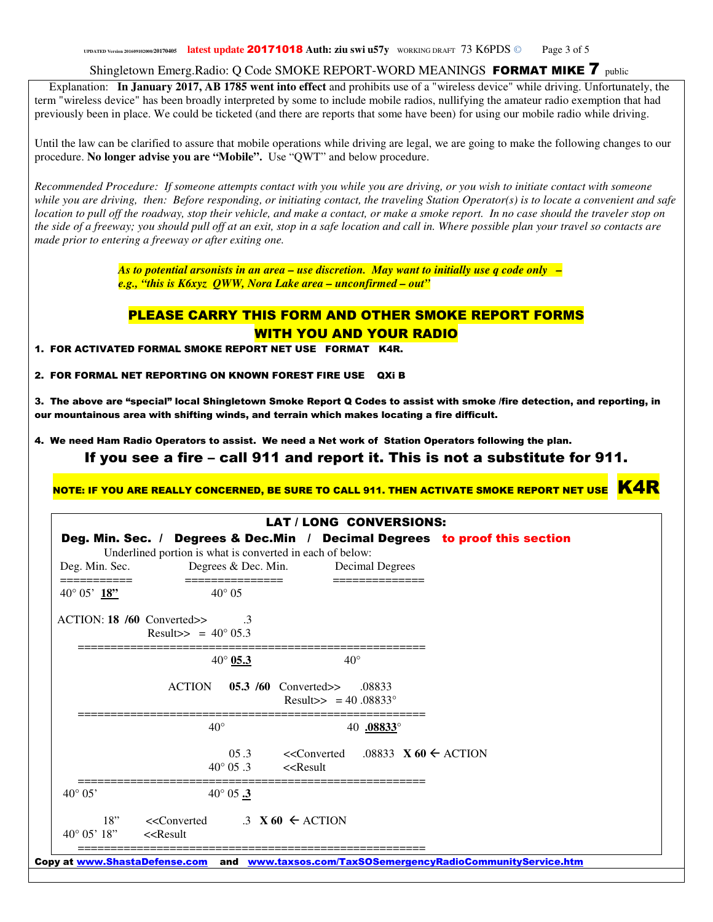Shingletown Emerg.Radio: Q Code SMOKE REPORT-WORD MEANINGS **FORMAT MIKE 7** public

Explanation: **In January 2017, AB 1785 went into effect** and prohibits use of a "wireless device" while driving. Unfortunately, the term "wireless device" has been broadly interpreted by some to include mobile radios, nullifying the amateur radio exemption that had previously been in place. We could be ticketed (and there are reports that some have been) for using our mobile radio while driving.

Until the law can be clarified to assure that mobile operations while driving are legal, we are going to make the following changes to our procedure. **No longer advise you are "Mobile".** Use "QWT" and below procedure.

*Recommended Procedure: If someone attempts contact with you while you are driving, or you wish to initiate contact with someone while you are driving, then: Before responding, or initiating contact, the traveling Station Operator(s) is to locate a convenient and safe location to pull off the roadway, stop their vehicle, and make a contact, or make a smoke report. In no case should the traveler stop on the side of a freeway; you should pull off at an exit, stop in a safe location and call in. Where possible plan your travel so contacts are made prior to entering a freeway or after exiting one.*

***As to potential arsonists in an area – use discretion. May want to initially use q code only – e.g., "this is K6xyz QWW, Nora Lake area – unconfirmed – out"***

## PLEASE CARRY THIS FORM AND OTHER SMOKE REPORT FORMS WITH YOU AND YOUR RADIO

1. **FOR ACTIVATED FORMAL SMOKE REPORT NET USE FORMAT K4R.**

2. **FOR FORMAL NET REPORTING ON KNOWN FOREST FIRE USE QXi B**

3. **The above are "special" local Shingletown Smoke Report Q Codes to assist with smoke /fire detection, and reporting, in our mountainous area with shifting winds, and terrain which makes locating a fire difficult.**

4. **We need Ham Radio Operators to assist. We need a Net work of Station Operators following the plan.**

**If you see a fire – call 911 and report it. This is not a substitute for 911.**

**NOTE: IF YOU ARE REALLY CONCERNED, BE SURE TO CALL 911. THEN ACTIVATE SMOKE REPORT NET USE K4R**

## LAT / LONG CONVERSIONS:

**Deg. Min. Sec. / Degrees & Dec.Min / Decimal Degrees** to proof this section

Underlined portion is what is converted in each of below:

```
Deg. Min. Sec.        Degrees & Dec. Min.      Decimal Degrees
===========           ===============          ==============
40° 05' 18"                40° 05

ACTION: 18 /60 Converted>>        .3
             Result>>  = 40° 05.3
    ===================================================
                           40° 05.3                40°

                ACTION    05.3 /60  Converted>>    .08833
                                    Result>>  = 40 .08833°
    ===================================================
                           40°                     40 .08833°

                              05 .3       <<Converted     .08833  X 60 ← ACTION
                           40° 05 .3      <<Result
    ===================================================
40° 05'                    40° 05 .3

          18"      <<Converted          .3  X 60  ← ACTION
40° 05' 18"       <<Result
    ===================================================
```

Copy at www.ShastaDefense.com and www.taxsos.com/TaxSOSemergencyRadioCommunityService.htm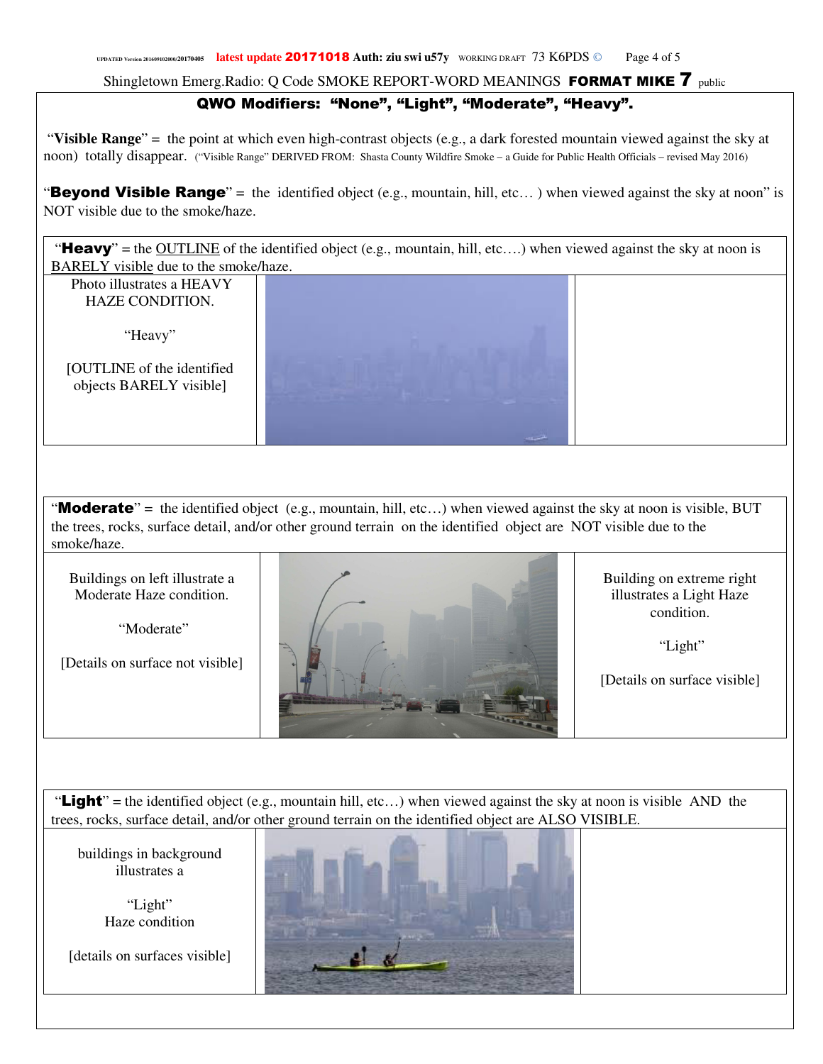## QWO Modifiers: "None", "Light", "Moderate", "Heavy".

"**Visible Range**" = the point at which even high-contrast objects (e.g., a dark forested mountain viewed against the sky at noon) totally disappear. ("Visible Range" DERIVED FROM: Shasta County Wildfire Smoke – a Guide for Public Health Officials – revised May 2016)

"**Beyond Visible Range**" = the identified object (e.g., mountain, hill, etc… ) when viewed against the sky at noon" is NOT visible due to the smoke/haze.

"**Heavy**" = the OUTLINE of the identified object (e.g., mountain, hill, etc….) when viewed against the sky at noon is BARELY visible due to the smoke/haze.

Photo illustrates a HEAVY HAZE CONDITION.

"Heavy"

[OUTLINE of the identified objects BARELY visible]

"**Moderate**" = the identified object (e.g., mountain, hill, etc…) when viewed against the sky at noon is visible, BUT the trees, rocks, surface detail, and/or other ground terrain on the identified object are NOT visible due to the smoke/haze.

Buildings on left illustrate a Moderate Haze condition.

"Moderate"

[Details on surface not visible]

Building on extreme right illustrates a Light Haze condition.

"Light"

[Details on surface visible]

"**Light**" = the identified object (e.g., mountain hill, etc…) when viewed against the sky at noon is visible AND the trees, rocks, surface detail, and/or other ground terrain on the identified object are ALSO VISIBLE.

buildings in background illustrates a

"Light"
Haze condition

[details on surfaces visible]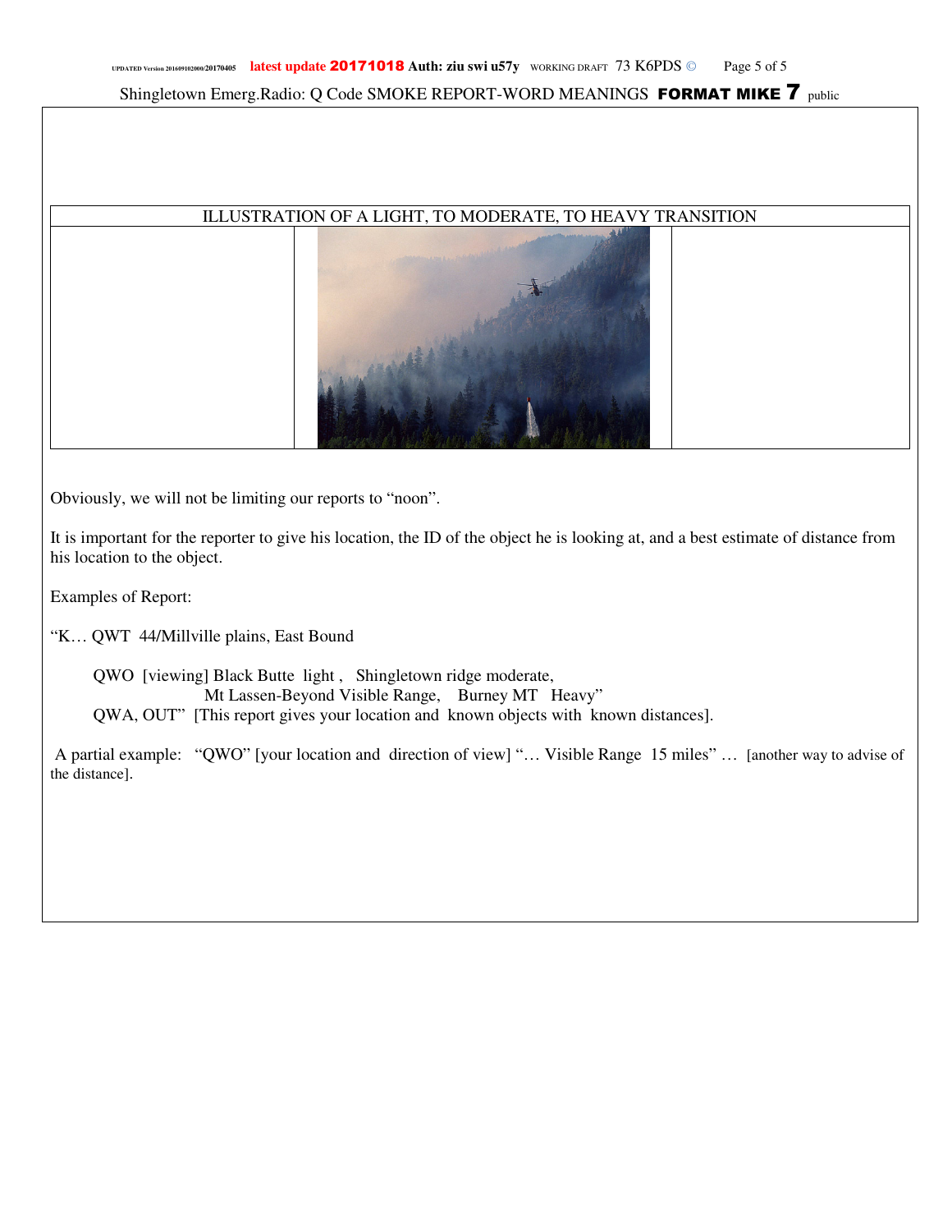ILLUSTRATION OF A LIGHT, TO MODERATE, TO HEAVY TRANSITION

Obviously, we will not be limiting our reports to “noon”.

It is important for the reporter to give his location, the ID of the object he is looking at, and a best estimate of distance from his location to the object.

Examples of Report:

“K… QWT 44/Millville plains, East Bound

QWO [viewing] Black Butte light , Shingletown ridge moderate,
Mt Lassen-Beyond Visible Range, Burney MT Heavy”

QWA, OUT” [This report gives your location and known objects with known distances].

A partial example: “QWO” [your location and direction of view] “… Visible Range 15 miles” … [another way to advise of the distance].